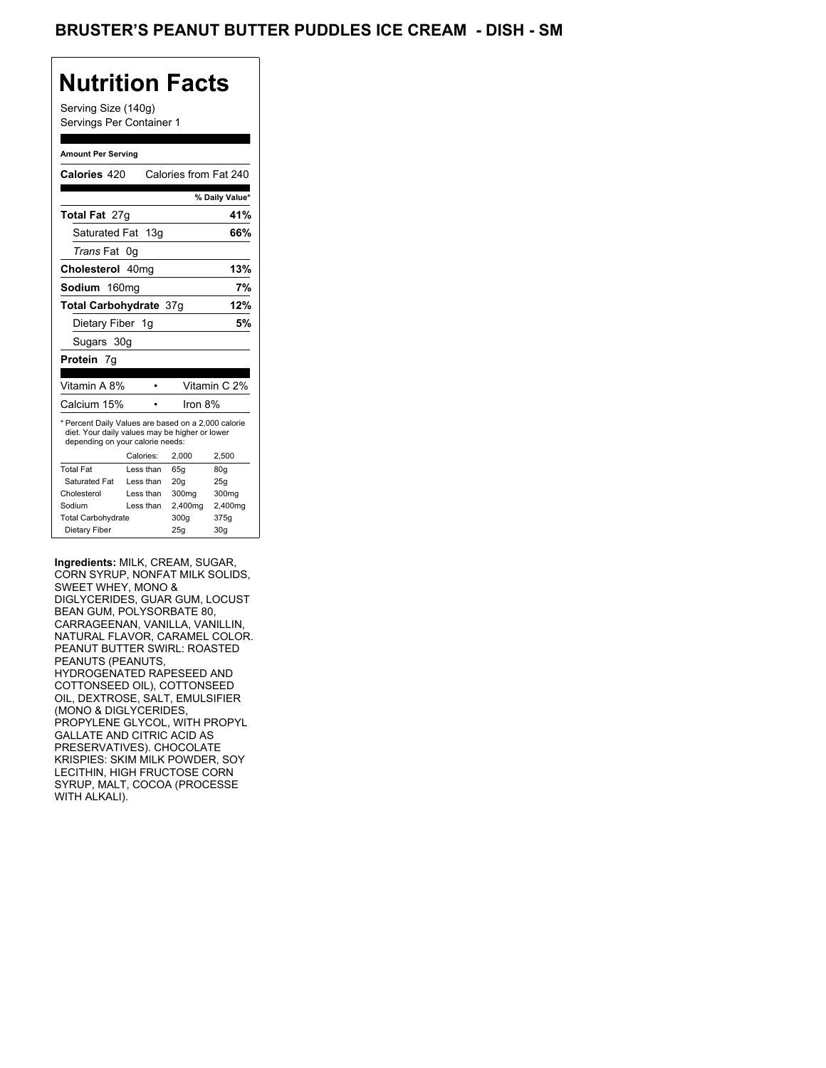# BRUSTER'S PEANUT BUTTER PUDDLES ICE CREAM - DISH - SM

## Nutrition Facts

Serving Size (140g)
Servings Per Container 1

**Amount Per Serving**

| | |
|---|---|
| **Calories** 420 | Calories from Fat 240 |
| | **% Daily Value*** |
| **Total Fat** 27g | **41%** |
| Saturated Fat 13g | **66%** |
| *Trans* Fat 0g | |
| **Cholesterol** 40mg | **13%** |
| **Sodium** 160mg | **7%** |
| **Total Carbohydrate** 37g | **12%** |
| Dietary Fiber 1g | **5%** |
| Sugars 30g | |
| **Protein** 7g | |

| | | |
|---|---|---|
| Vitamin A 8% | • | Vitamin C 2% |
| Calcium 15% | • | Iron 8% |

* Percent Daily Values are based on a 2,000 calorie diet. Your daily values may be higher or lower depending on your calorie needs:

| | Calories: | 2,000 | 2,500 |
|---|---|---|---|
| Total Fat | Less than | 65g | 80g |
| Saturated Fat | Less than | 20g | 25g |
| Cholesterol | Less than | 300mg | 300mg |
| Sodium | Less than | 2,400mg | 2,400mg |
| Total Carbohydrate | | 300g | 375g |
| Dietary Fiber | | 25g | 30g |

**Ingredients:** MILK, CREAM, SUGAR, CORN SYRUP, NONFAT MILK SOLIDS, SWEET WHEY, MONO & DIGLYCERIDES, GUAR GUM, LOCUST BEAN GUM, POLYSORBATE 80, CARRAGEENAN, VANILLA, VANILLIN, NATURAL FLAVOR, CARAMEL COLOR. PEANUT BUTTER SWIRL: ROASTED PEANUTS (PEANUTS, HYDROGENATED RAPESEED AND COTTONSEED OIL), COTTONSEED OIL, DEXTROSE, SALT, EMULSIFIER (MONO & DIGLYCERIDES, PROPYLENE GLYCOL, WITH PROPYL GALLATE AND CITRIC ACID AS PRESERVATIVES). CHOCOLATE KRISPIES: SKIM MILK POWDER, SOY LECITHIN, HIGH FRUCTOSE CORN SYRUP, MALT, COCOA (PROCESSE WITH ALKALI).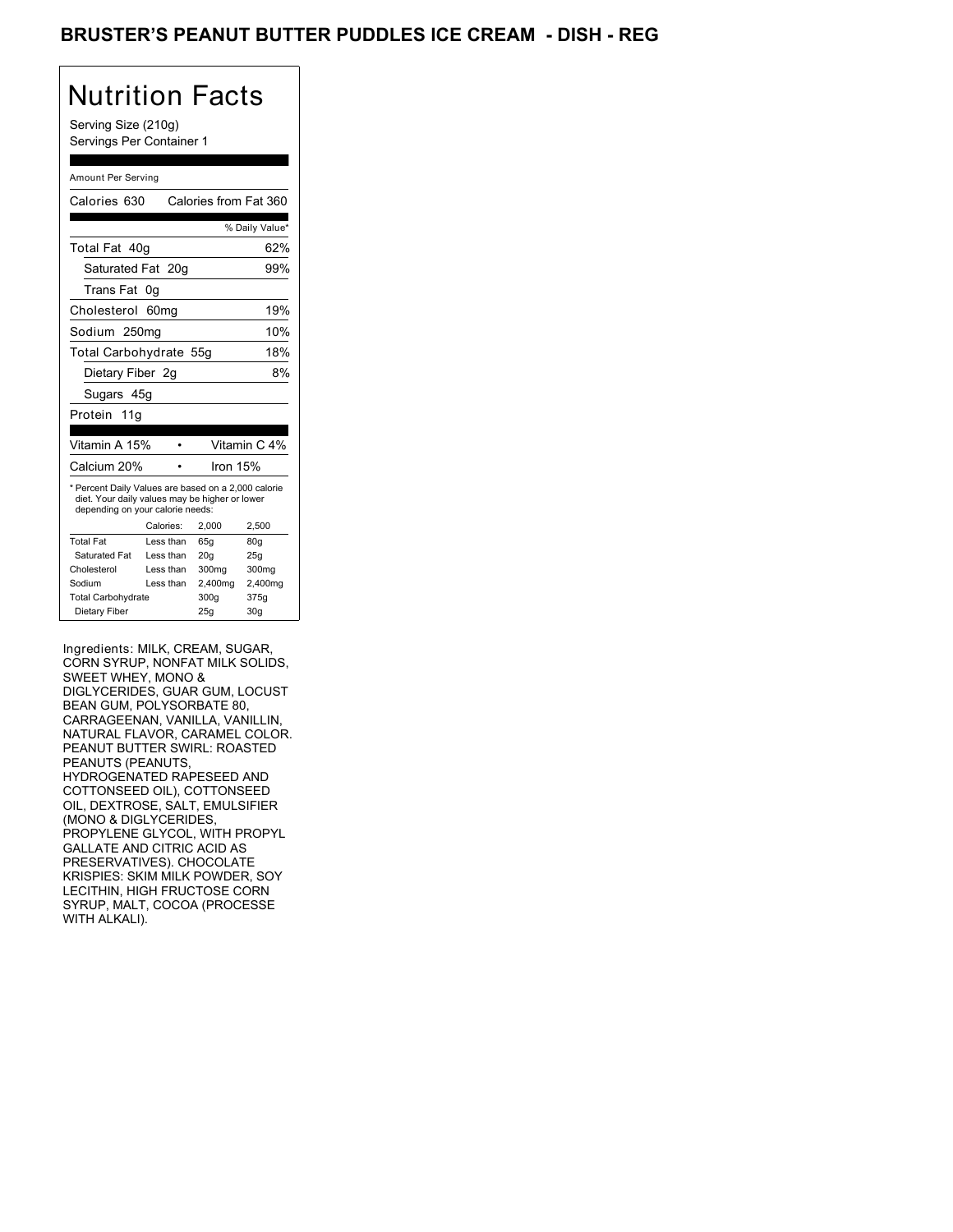# BRUSTER'S PEANUT BUTTER PUDDLES ICE CREAM - DISH - REG

## Nutrition Facts

Serving Size (210g)
Servings Per Container 1

Amount Per Serving

| | |
|---|---|
| Calories 630 | Calories from Fat 360 |
| | % Daily Value* |
| Total Fat 40g | 62% |
| Saturated Fat 20g | 99% |
| Trans Fat 0g | |
| Cholesterol 60mg | 19% |
| Sodium 250mg | 10% |
| Total Carbohydrate 55g | 18% |
| Dietary Fiber 2g | 8% |
| Sugars 45g | |
| Protein 11g | |

| | |
|---|---|
| Vitamin A 15% | Vitamin C 4% |
| Calcium 20% | Iron 15% |

* Percent Daily Values are based on a 2,000 calorie diet. Your daily values may be higher or lower depending on your calorie needs:

| | Calories: | 2,000 | 2,500 |
|---|---|---|---|
| Total Fat | Less than | 65g | 80g |
| Saturated Fat | Less than | 20g | 25g |
| Cholesterol | Less than | 300mg | 300mg |
| Sodium | Less than | 2,400mg | 2,400mg |
| Total Carbohydrate | | 300g | 375g |
| Dietary Fiber | | 25g | 30g |

Ingredients: MILK, CREAM, SUGAR, CORN SYRUP, NONFAT MILK SOLIDS, SWEET WHEY, MONO & DIGLYCERIDES, GUAR GUM, LOCUST BEAN GUM, POLYSORBATE 80, CARRAGEENAN, VANILLA, VANILLIN, NATURAL FLAVOR, CARAMEL COLOR. PEANUT BUTTER SWIRL: ROASTED PEANUTS (PEANUTS, HYDROGENATED RAPESEED AND COTTONSEED OIL), COTTONSEED OIL, DEXTROSE, SALT, EMULSIFIER (MONO & DIGLYCERIDES, PROPYLENE GLYCOL, WITH PROPYL GALLATE AND CITRIC ACID AS PRESERVATIVES). CHOCOLATE KRISPIES: SKIM MILK POWDER, SOY LECITHIN, HIGH FRUCTOSE CORN SYRUP, MALT, COCOA (PROCESSE WITH ALKALI).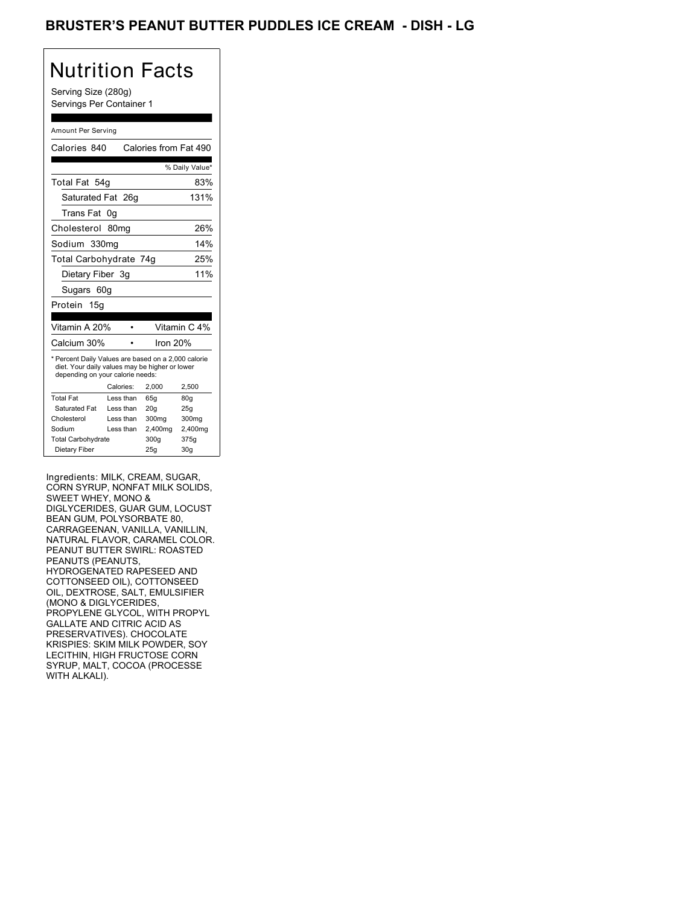# BRUSTER'S PEANUT BUTTER PUDDLES ICE CREAM - DISH - LG

## Nutrition Facts

Serving Size (280g)
Servings Per Container 1

Amount Per Serving

| Calories 840 | Calories from Fat 490 |
|---|---|
| | % Daily Value* |
| Total Fat 54g | 83% |
| Saturated Fat 26g | 131% |
| Trans Fat 0g | |
| Cholesterol 80mg | 26% |
| Sodium 330mg | 14% |
| Total Carbohydrate 74g | 25% |
| Dietary Fiber 3g | 11% |
| Sugars 60g | |
| Protein 15g | |

| Vitamin A 20% | • | Vitamin C 4% |
|---|---|---|
| Calcium 30% | • | Iron 20% |

* Percent Daily Values are based on a 2,000 calorie diet. Your daily values may be higher or lower depending on your calorie needs:

| | Calories: | 2,000 | 2,500 |
|---|---|---|---|
| Total Fat | Less than | 65g | 80g |
| Saturated Fat | Less than | 20g | 25g |
| Cholesterol | Less than | 300mg | 300mg |
| Sodium | Less than | 2,400mg | 2,400mg |
| Total Carbohydrate | | 300g | 375g |
| Dietary Fiber | | 25g | 30g |

Ingredients: MILK, CREAM, SUGAR, CORN SYRUP, NONFAT MILK SOLIDS, SWEET WHEY, MONO & DIGLYCERIDES, GUAR GUM, LOCUST BEAN GUM, POLYSORBATE 80, CARRAGEENAN, VANILLA, VANILLIN, NATURAL FLAVOR, CARAMEL COLOR. PEANUT BUTTER SWIRL: ROASTED PEANUTS (PEANUTS, HYDROGENATED RAPESEED AND COTTONSEED OIL), COTTONSEED OIL, DEXTROSE, SALT, EMULSIFIER (MONO & DIGLYCERIDES, PROPYLENE GLYCOL, WITH PROPYL GALLATE AND CITRIC ACID AS PRESERVATIVES). CHOCOLATE KRISPIES: SKIM MILK POWDER, SOY LECITHIN, HIGH FRUCTOSE CORN SYRUP, MALT, COCOA (PROCESSE WITH ALKALI).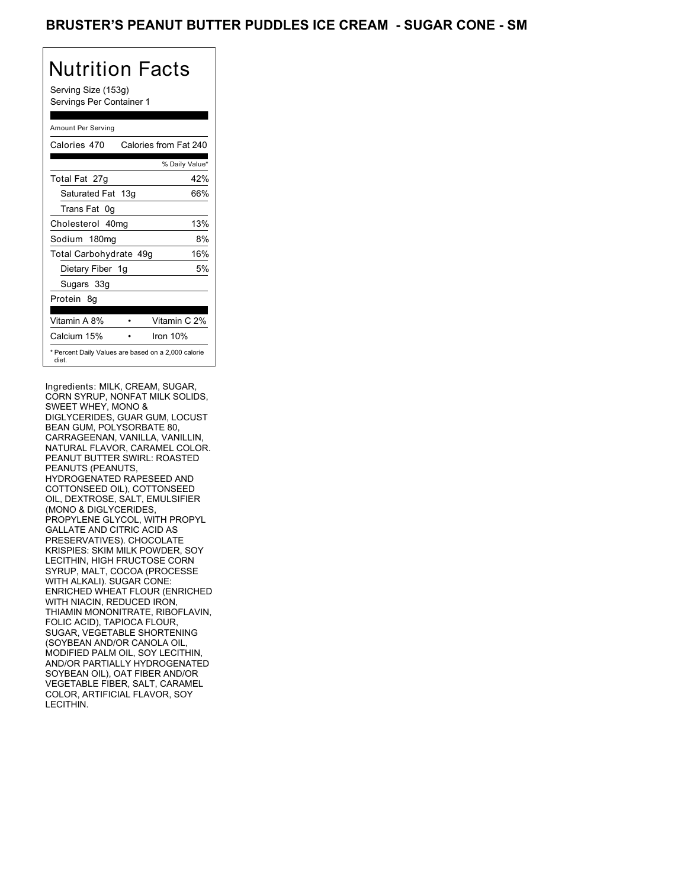# BRUSTER'S PEANUT BUTTER PUDDLES ICE CREAM - SUGAR CONE - SM

## Nutrition Facts

Serving Size (153g)
Servings Per Container 1

Amount Per Serving

| | |
|---|---|
| Calories 470 | Calories from Fat 240 |
| | % Daily Value* |
| Total Fat 27g | 42% |
| Saturated Fat 13g | 66% |
| Trans Fat 0g | |
| Cholesterol 40mg | 13% |
| Sodium 180mg | 8% |
| Total Carbohydrate 49g | 16% |
| Dietary Fiber 1g | 5% |
| Sugars 33g | |
| Protein 8g | |
| Vitamin A 8% | Vitamin C 2% |
| Calcium 15% | Iron 10% |

* Percent Daily Values are based on a 2,000 calorie diet.

Ingredients: MILK, CREAM, SUGAR, CORN SYRUP, NONFAT MILK SOLIDS, SWEET WHEY, MONO & DIGLYCERIDES, GUAR GUM, LOCUST BEAN GUM, POLYSORBATE 80, CARRAGEENAN, VANILLA, VANILLIN, NATURAL FLAVOR, CARAMEL COLOR. PEANUT BUTTER SWIRL: ROASTED PEANUTS (PEANUTS, HYDROGENATED RAPESEED AND COTTONSEED OIL), COTTONSEED OIL, DEXTROSE, SALT, EMULSIFIER (MONO & DIGLYCERIDES, PROPYLENE GLYCOL, WITH PROPYL GALLATE AND CITRIC ACID AS PRESERVATIVES). CHOCOLATE KRISPIES: SKIM MILK POWDER, SOY LECITHIN, HIGH FRUCTOSE CORN SYRUP, MALT, COCOA (PROCESSE WITH ALKALI). SUGAR CONE: ENRICHED WHEAT FLOUR (ENRICHED WITH NIACIN, REDUCED IRON, THIAMIN MONONITRATE, RIBOFLAVIN, FOLIC ACID), TAPIOCA FLOUR, SUGAR, VEGETABLE SHORTENING (SOYBEAN AND/OR CANOLA OIL, MODIFIED PALM OIL, SOY LECITHIN, AND/OR PARTIALLY HYDROGENATED SOYBEAN OIL), OAT FIBER AND/OR VEGETABLE FIBER, SALT, CARAMEL COLOR, ARTIFICIAL FLAVOR, SOY LECITHIN.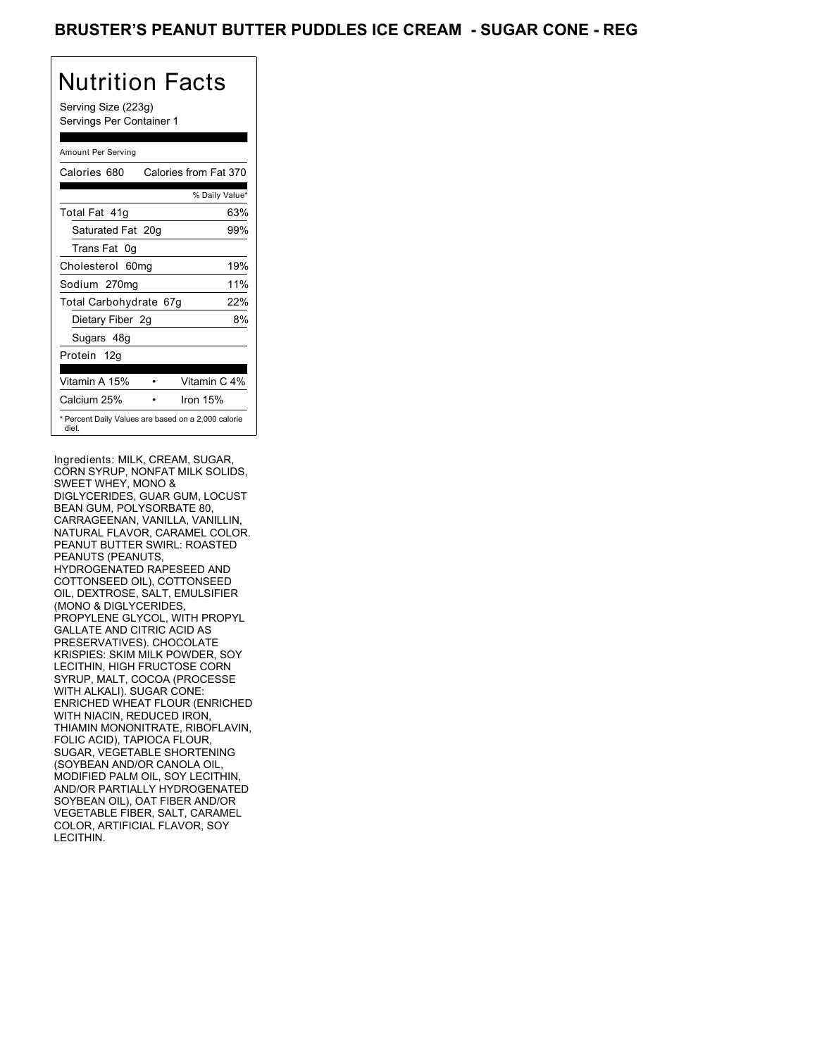# BRUSTER'S PEANUT BUTTER PUDDLES ICE CREAM - SUGAR CONE - REG

## Nutrition Facts

Serving Size (223g)
Servings Per Container 1

Amount Per Serving

| Calories 680 | Calories from Fat 370 |
|---|---|
| | % Daily Value* |
| Total Fat 41g | 63% |
| Saturated Fat 20g | 99% |
| Trans Fat 0g | |
| Cholesterol 60mg | 19% |
| Sodium 270mg | 11% |
| Total Carbohydrate 67g | 22% |
| Dietary Fiber 2g | 8% |
| Sugars 48g | |
| Protein 12g | |

| Vitamin A 15% | Vitamin C 4% |
|---|---|
| Calcium 25% | Iron 15% |

* Percent Daily Values are based on a 2,000 calorie diet.

Ingredients: MILK, CREAM, SUGAR, CORN SYRUP, NONFAT MILK SOLIDS, SWEET WHEY, MONO & DIGLYCERIDES, GUAR GUM, LOCUST BEAN GUM, POLYSORBATE 80, CARRAGEENAN, VANILLA, VANILLIN, NATURAL FLAVOR, CARAMEL COLOR. PEANUT BUTTER SWIRL: ROASTED PEANUTS (PEANUTS, HYDROGENATED RAPESEED AND COTTONSEED OIL), COTTONSEED OIL, DEXTROSE, SALT, EMULSIFIER (MONO & DIGLYCERIDES, PROPYLENE GLYCOL, WITH PROPYL GALLATE AND CITRIC ACID AS PRESERVATIVES). CHOCOLATE KRISPIES: SKIM MILK POWDER, SOY LECITHIN, HIGH FRUCTOSE CORN SYRUP, MALT, COCOA (PROCESSE WITH ALKALI). SUGAR CONE: ENRICHED WHEAT FLOUR (ENRICHED WITH NIACIN, REDUCED IRON, THIAMIN MONONITRATE, RIBOFLAVIN, FOLIC ACID), TAPIOCA FLOUR, SUGAR, VEGETABLE SHORTENING (SOYBEAN AND/OR CANOLA OIL, MODIFIED PALM OIL, SOY LECITHIN, AND/OR PARTIALLY HYDROGENATED SOYBEAN OIL), OAT FIBER AND/OR VEGETABLE FIBER, SALT, CARAMEL COLOR, ARTIFICIAL FLAVOR, SOY LECITHIN.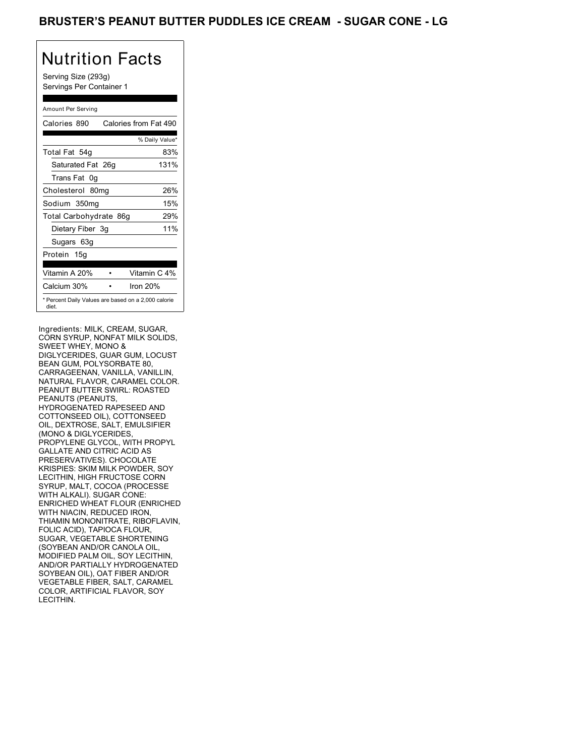# BRUSTER'S PEANUT BUTTER PUDDLES ICE CREAM - SUGAR CONE - LG

## Nutrition Facts

Serving Size (293g)
Servings Per Container 1

Amount Per Serving

| Calories 890 | Calories from Fat 490 |
|---|---|
| | % Daily Value* |
| Total Fat 54g | 83% |
| Saturated Fat 26g | 131% |
| Trans Fat 0g | |
| Cholesterol 80mg | 26% |
| Sodium 350mg | 15% |
| Total Carbohydrate 86g | 29% |
| Dietary Fiber 3g | 11% |
| Sugars 63g | |
| Protein 15g | |
| Vitamin A 20% • | Vitamin C 4% |
| Calcium 30% • | Iron 20% |

* Percent Daily Values are based on a 2,000 calorie diet.

Ingredients: MILK, CREAM, SUGAR, CORN SYRUP, NONFAT MILK SOLIDS, SWEET WHEY, MONO & DIGLYCERIDES, GUAR GUM, LOCUST BEAN GUM, POLYSORBATE 80, CARRAGEENAN, VANILLA, VANILLIN, NATURAL FLAVOR, CARAMEL COLOR. PEANUT BUTTER SWIRL: ROASTED PEANUTS (PEANUTS, HYDROGENATED RAPESEED AND COTTONSEED OIL), COTTONSEED OIL, DEXTROSE, SALT, EMULSIFIER (MONO & DIGLYCERIDES, PROPYLENE GLYCOL, WITH PROPYL GALLATE AND CITRIC ACID AS PRESERVATIVES). CHOCOLATE KRISPIES: SKIM MILK POWDER, SOY LECITHIN, HIGH FRUCTOSE CORN SYRUP, MALT, COCOA (PROCESSE WITH ALKALI). SUGAR CONE: ENRICHED WHEAT FLOUR (ENRICHED WITH NIACIN, REDUCED IRON, THIAMIN MONONITRATE, RIBOFLAVIN, FOLIC ACID), TAPIOCA FLOUR, SUGAR, VEGETABLE SHORTENING (SOYBEAN AND/OR CANOLA OIL, MODIFIED PALM OIL, SOY LECITHIN, AND/OR PARTIALLY HYDROGENATED SOYBEAN OIL), OAT FIBER AND/OR VEGETABLE FIBER, SALT, CARAMEL COLOR, ARTIFICIAL FLAVOR, SOY LECITHIN.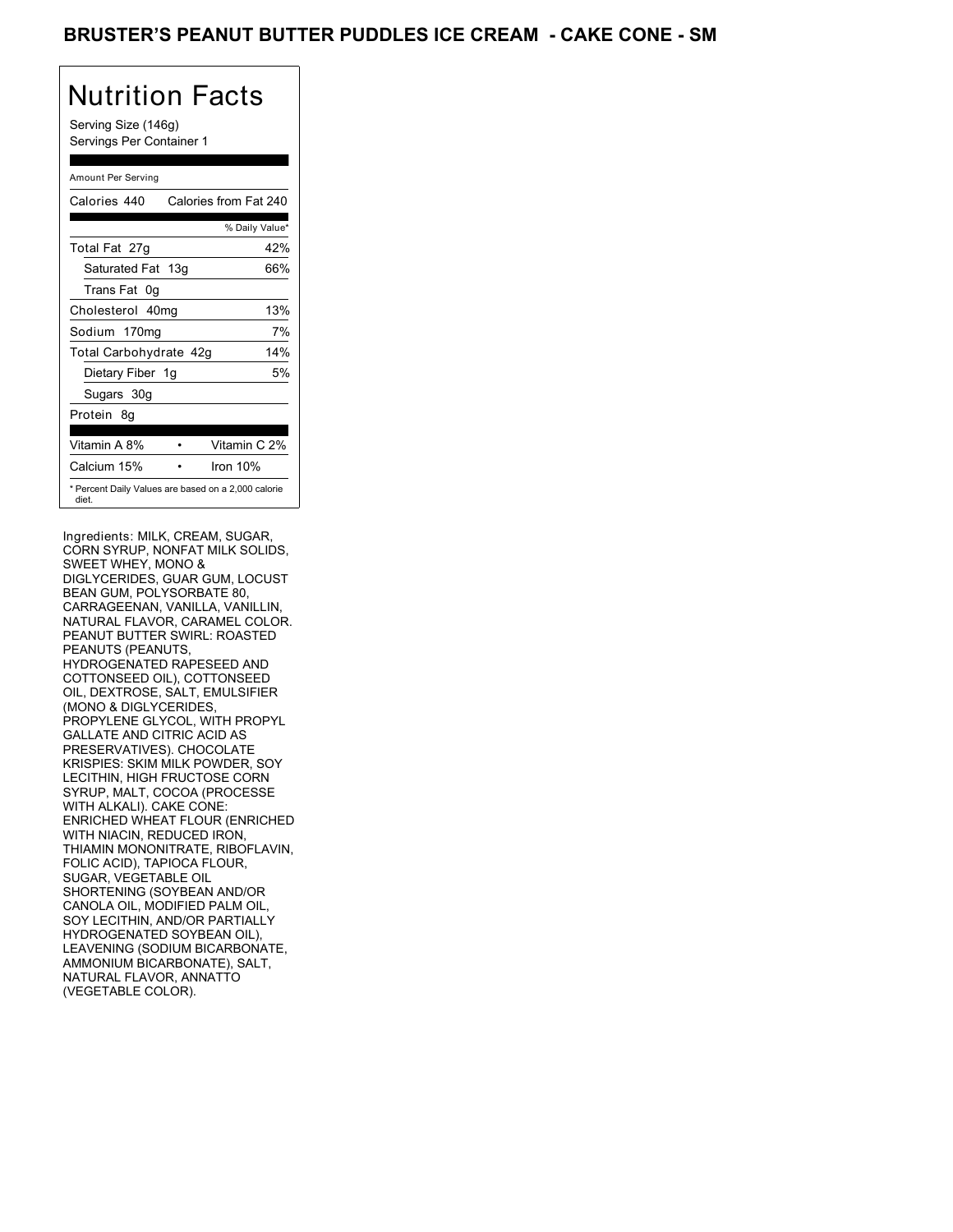# BRUSTER'S PEANUT BUTTER PUDDLES ICE CREAM - CAKE CONE - SM

## Nutrition Facts

Serving Size (146g)
Servings Per Container 1

| Amount Per Serving | |
|---|---|
| Calories 440 | Calories from Fat 240 |
| | % Daily Value* |
| Total Fat 27g | 42% |
| Saturated Fat 13g | 66% |
| Trans Fat 0g | |
| Cholesterol 40mg | 13% |
| Sodium 170mg | 7% |
| Total Carbohydrate 42g | 14% |
| Dietary Fiber 1g | 5% |
| Sugars 30g | |
| Protein 8g | |
| Vitamin A 8% | Vitamin C 2% |
| Calcium 15% | Iron 10% |

* Percent Daily Values are based on a 2,000 calorie diet.

Ingredients: MILK, CREAM, SUGAR, CORN SYRUP, NONFAT MILK SOLIDS, SWEET WHEY, MONO & DIGLYCERIDES, GUAR GUM, LOCUST BEAN GUM, POLYSORBATE 80, CARRAGEENAN, VANILLA, VANILLIN, NATURAL FLAVOR, CARAMEL COLOR. PEANUT BUTTER SWIRL: ROASTED PEANUTS (PEANUTS, HYDROGENATED RAPESEED AND COTTONSEED OIL), COTTONSEED OIL, DEXTROSE, SALT, EMULSIFIER (MONO & DIGLYCERIDES, PROPYLENE GLYCOL, WITH PROPYL GALLATE AND CITRIC ACID AS PRESERVATIVES). CHOCOLATE KRISPIES: SKIM MILK POWDER, SOY LECITHIN, HIGH FRUCTOSE CORN SYRUP, MALT, COCOA (PROCESSE WITH ALKALI). CAKE CONE: ENRICHED WHEAT FLOUR (ENRICHED WITH NIACIN, REDUCED IRON, THIAMIN MONONITRATE, RIBOFLAVIN, FOLIC ACID), TAPIOCA FLOUR, SUGAR, VEGETABLE OIL SHORTENING (SOYBEAN AND/OR CANOLA OIL, MODIFIED PALM OIL, SOY LECITHIN, AND/OR PARTIALLY HYDROGENATED SOYBEAN OIL), LEAVENING (SODIUM BICARBONATE, AMMONIUM BICARBONATE), SALT, NATURAL FLAVOR, ANNATTO (VEGETABLE COLOR).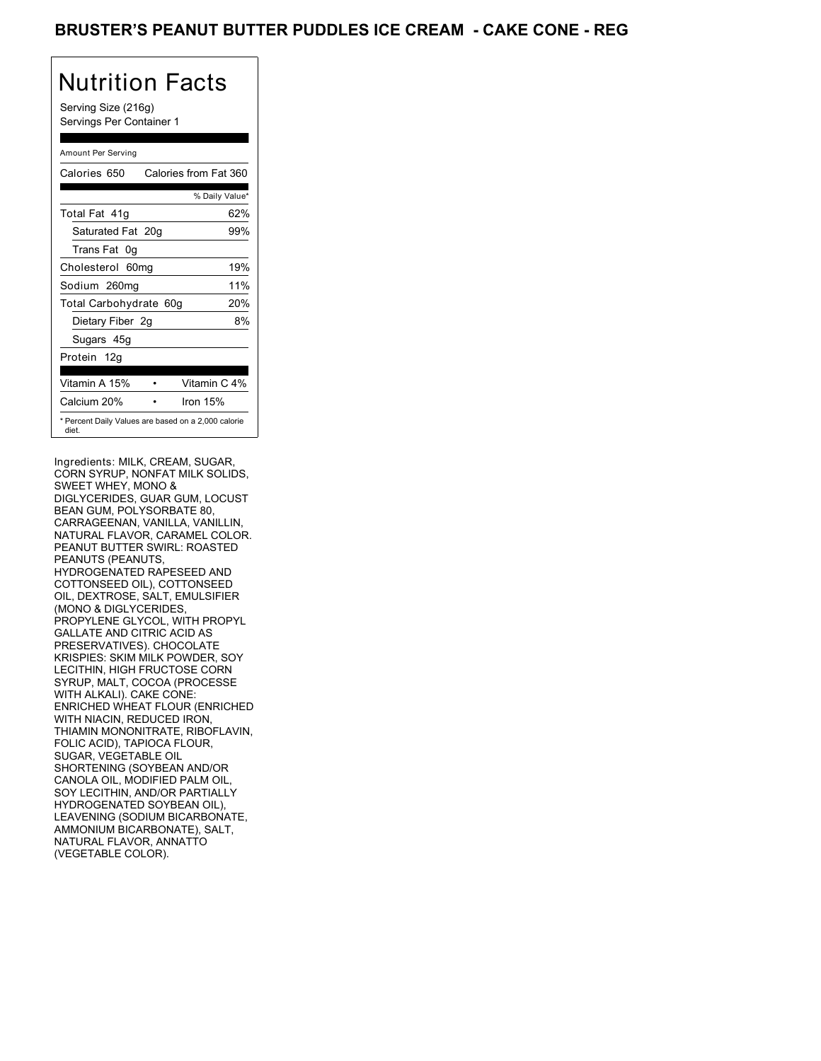# BRUSTER'S PEANUT BUTTER PUDDLES ICE CREAM - CAKE CONE - REG

## Nutrition Facts

Serving Size (216g)
Servings Per Container 1

Amount Per Serving

| Calories 650 | Calories from Fat 360 |
|---|---|
| | % Daily Value* |
| Total Fat 41g | 62% |
| Saturated Fat 20g | 99% |
| Trans Fat 0g | |
| Cholesterol 60mg | 19% |
| Sodium 260mg | 11% |
| Total Carbohydrate 60g | 20% |
| Dietary Fiber 2g | 8% |
| Sugars 45g | |
| Protein 12g | |
| Vitamin A 15% | Vitamin C 4% |
| Calcium 20% | Iron 15% |

* Percent Daily Values are based on a 2,000 calorie diet.

Ingredients: MILK, CREAM, SUGAR, CORN SYRUP, NONFAT MILK SOLIDS, SWEET WHEY, MONO & DIGLYCERIDES, GUAR GUM, LOCUST BEAN GUM, POLYSORBATE 80, CARRAGEENAN, VANILLA, VANILLIN, NATURAL FLAVOR, CARAMEL COLOR. PEANUT BUTTER SWIRL: ROASTED PEANUTS (PEANUTS, HYDROGENATED RAPESEED AND COTTONSEED OIL), COTTONSEED OIL, DEXTROSE, SALT, EMULSIFIER (MONO & DIGLYCERIDES, PROPYLENE GLYCOL, WITH PROPYL GALLATE AND CITRIC ACID AS PRESERVATIVES). CHOCOLATE KRISPIES: SKIM MILK POWDER, SOY LECITHIN, HIGH FRUCTOSE CORN SYRUP, MALT, COCOA (PROCESSE WITH ALKALI). CAKE CONE: ENRICHED WHEAT FLOUR (ENRICHED WITH NIACIN, REDUCED IRON, THIAMIN MONONITRATE, RIBOFLAVIN, FOLIC ACID), TAPIOCA FLOUR, SUGAR, VEGETABLE OIL SHORTENING (SOYBEAN AND/OR CANOLA OIL, MODIFIED PALM OIL, SOY LECITHIN, AND/OR PARTIALLY HYDROGENATED SOYBEAN OIL), LEAVENING (SODIUM BICARBONATE, AMMONIUM BICARBONATE), SALT, NATURAL FLAVOR, ANNATTO (VEGETABLE COLOR).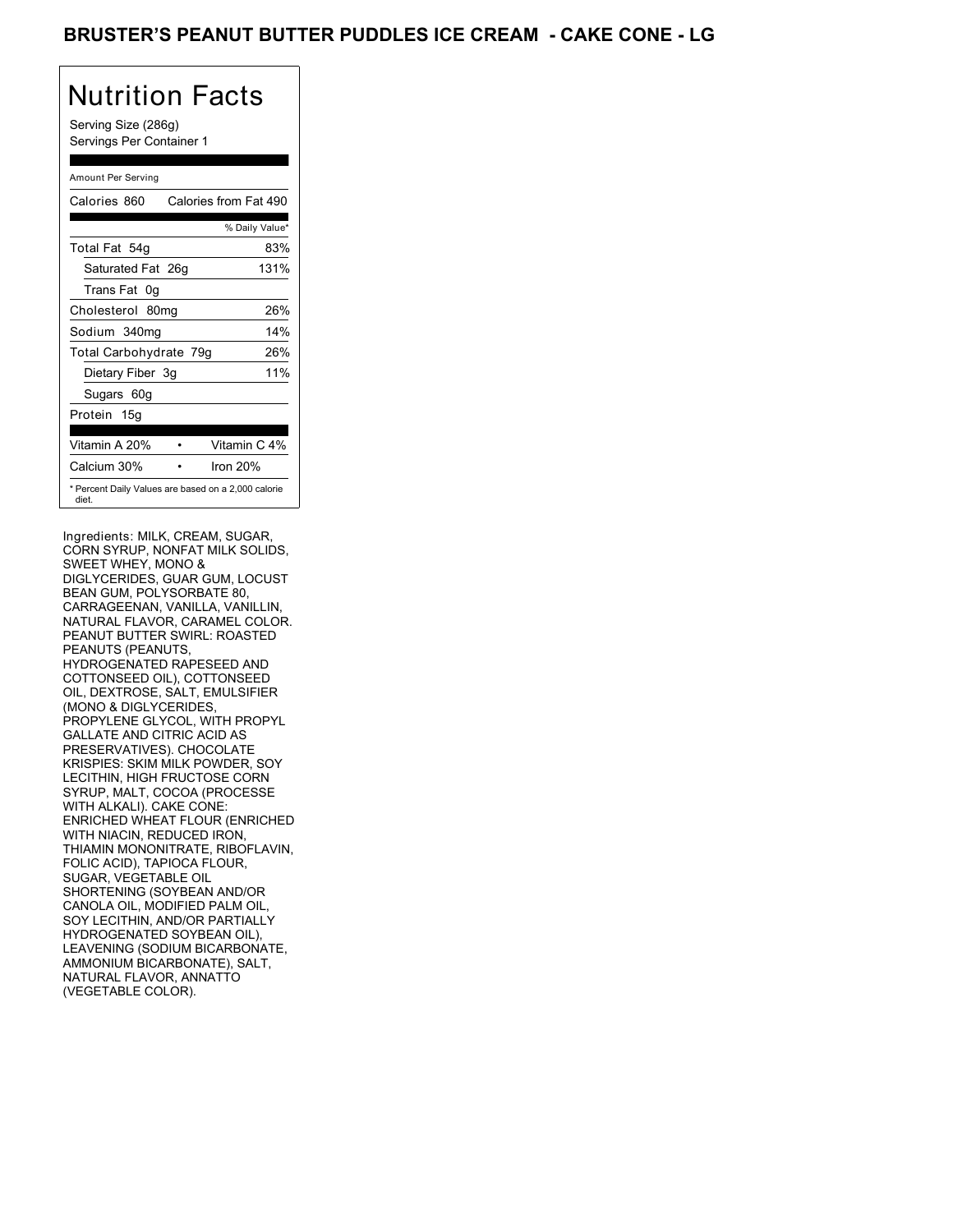# BRUSTER'S PEANUT BUTTER PUDDLES ICE CREAM - CAKE CONE - LG

## Nutrition Facts

Serving Size (286g)
Servings Per Container 1

| Amount Per Serving | |
|---|---|
| Calories 860 | Calories from Fat 490 |
| | % Daily Value* |
| Total Fat 54g | 83% |
| Saturated Fat 26g | 131% |
| Trans Fat 0g | |
| Cholesterol 80mg | 26% |
| Sodium 340mg | 14% |
| Total Carbohydrate 79g | 26% |
| Dietary Fiber 3g | 11% |
| Sugars 60g | |
| Protein 15g | |
| Vitamin A 20% • | Vitamin C 4% |
| Calcium 30% • | Iron 20% |

* Percent Daily Values are based on a 2,000 calorie diet.

Ingredients: MILK, CREAM, SUGAR, CORN SYRUP, NONFAT MILK SOLIDS, SWEET WHEY, MONO & DIGLYCERIDES, GUAR GUM, LOCUST BEAN GUM, POLYSORBATE 80, CARRAGEENAN, VANILLA, VANILLIN, NATURAL FLAVOR, CARAMEL COLOR. PEANUT BUTTER SWIRL: ROASTED PEANUTS (PEANUTS, HYDROGENATED RAPESEED AND COTTONSEED OIL), COTTONSEED OIL, DEXTROSE, SALT, EMULSIFIER (MONO & DIGLYCERIDES, PROPYLENE GLYCOL, WITH PROPYL GALLATE AND CITRIC ACID AS PRESERVATIVES). CHOCOLATE KRISPIES: SKIM MILK POWDER, SOY LECITHIN, HIGH FRUCTOSE CORN SYRUP, MALT, COCOA (PROCESSE WITH ALKALI). CAKE CONE: ENRICHED WHEAT FLOUR (ENRICHED WITH NIACIN, REDUCED IRON, THIAMIN MONONITRATE, RIBOFLAVIN, FOLIC ACID), TAPIOCA FLOUR, SUGAR, VEGETABLE OIL SHORTENING (SOYBEAN AND/OR CANOLA OIL, MODIFIED PALM OIL, SOY LECITHIN, AND/OR PARTIALLY HYDROGENATED SOYBEAN OIL), LEAVENING (SODIUM BICARBONATE, AMMONIUM BICARBONATE), SALT, NATURAL FLAVOR, ANNATTO (VEGETABLE COLOR).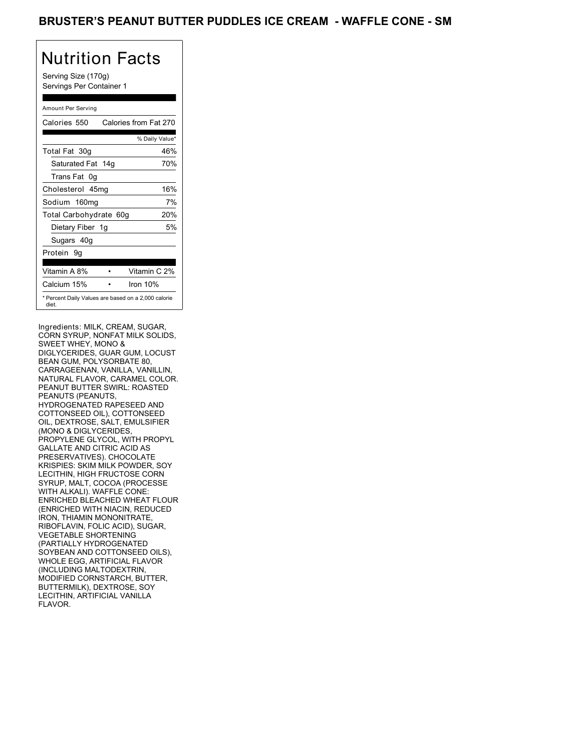# BRUSTER'S PEANUT BUTTER PUDDLES ICE CREAM - WAFFLE CONE - SM

## Nutrition Facts

Serving Size (170g)
Servings Per Container 1

Amount Per Serving

| Calories 550 | Calories from Fat 270 |
|---|---|
| | % Daily Value* |
| Total Fat 30g | 46% |
| Saturated Fat 14g | 70% |
| Trans Fat 0g | |
| Cholesterol 45mg | 16% |
| Sodium 160mg | 7% |
| Total Carbohydrate 60g | 20% |
| Dietary Fiber 1g | 5% |
| Sugars 40g | |
| Protein 9g | |

| Vitamin A 8% | Vitamin C 2% |
|---|---|
| Calcium 15% | Iron 10% |

* Percent Daily Values are based on a 2,000 calorie diet.

Ingredients: MILK, CREAM, SUGAR, CORN SYRUP, NONFAT MILK SOLIDS, SWEET WHEY, MONO & DIGLYCERIDES, GUAR GUM, LOCUST BEAN GUM, POLYSORBATE 80, CARRAGEENAN, VANILLA, VANILLIN, NATURAL FLAVOR, CARAMEL COLOR. PEANUT BUTTER SWIRL: ROASTED PEANUTS (PEANUTS, HYDROGENATED RAPESEED AND COTTONSEED OIL), COTTONSEED OIL, DEXTROSE, SALT, EMULSIFIER (MONO & DIGLYCERIDES, PROPYLENE GLYCOL, WITH PROPYL GALLATE AND CITRIC ACID AS PRESERVATIVES). CHOCOLATE KRISPIES: SKIM MILK POWDER, SOY LECITHIN, HIGH FRUCTOSE CORN SYRUP, MALT, COCOA (PROCESSE WITH ALKALI). WAFFLE CONE: ENRICHED BLEACHED WHEAT FLOUR (ENRICHED WITH NIACIN, REDUCED IRON, THIAMIN MONONITRATE, RIBOFLAVIN, FOLIC ACID), SUGAR, VEGETABLE SHORTENING (PARTIALLY HYDROGENATED SOYBEAN AND COTTONSEED OILS), WHOLE EGG, ARTIFICIAL FLAVOR (INCLUDING MALTODEXTRIN, MODIFIED CORNSTARCH, BUTTER, BUTTERMILK), DEXTROSE, SOY LECITHIN, ARTIFICIAL VANILLA FLAVOR.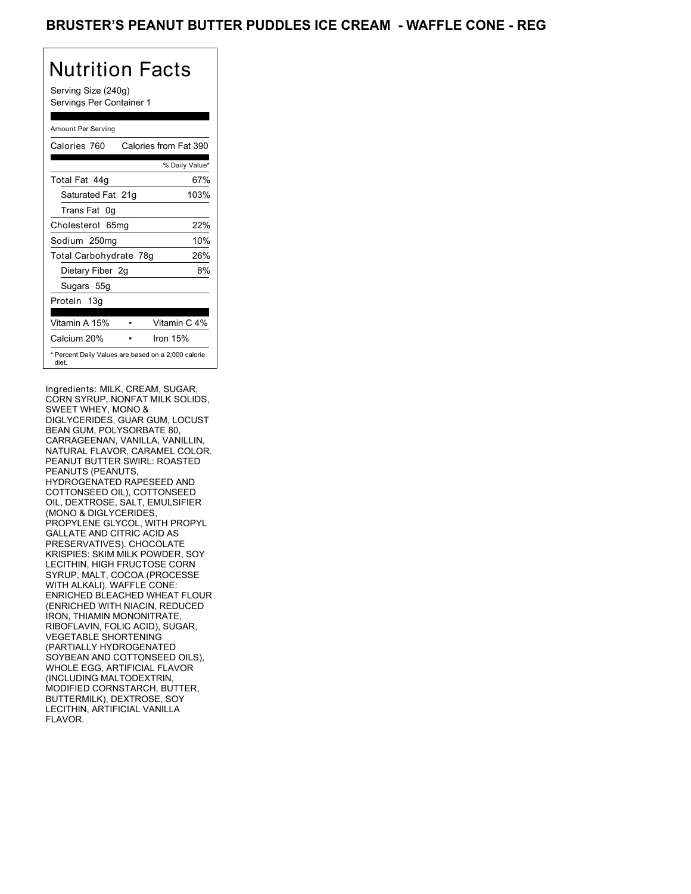# BRUSTER'S PEANUT BUTTER PUDDLES ICE CREAM - WAFFLE CONE - REG

## Nutrition Facts

Serving Size (240g)
Servings Per Container 1

Amount Per Serving

| Calories 760 | Calories from Fat 390 |
|---|---|
| | % Daily Value* |
| Total Fat 44g | 67% |
| Saturated Fat 21g | 103% |
| Trans Fat 0g | |
| Cholesterol 65mg | 22% |
| Sodium 250mg | 10% |
| Total Carbohydrate 78g | 26% |
| Dietary Fiber 2g | 8% |
| Sugars 55g | |
| Protein 13g | |

| Vitamin A 15% | • | Vitamin C 4% |
|---|---|---|
| Calcium 20% | • | Iron 15% |

* Percent Daily Values are based on a 2,000 calorie diet.

Ingredients: MILK, CREAM, SUGAR, CORN SYRUP, NONFAT MILK SOLIDS, SWEET WHEY, MONO & DIGLYCERIDES, GUAR GUM, LOCUST BEAN GUM, POLYSORBATE 80, CARRAGEENAN, VANILLA, VANILLIN, NATURAL FLAVOR, CARAMEL COLOR. PEANUT BUTTER SWIRL: ROASTED PEANUTS (PEANUTS, HYDROGENATED RAPESEED AND COTTONSEED OIL), COTTONSEED OIL, DEXTROSE, SALT, EMULSIFIER (MONO & DIGLYCERIDES, PROPYLENE GLYCOL, WITH PROPYL GALLATE AND CITRIC ACID AS PRESERVATIVES). CHOCOLATE KRISPIES: SKIM MILK POWDER, SOY LECITHIN, HIGH FRUCTOSE CORN SYRUP, MALT, COCOA (PROCESSE WITH ALKALI). WAFFLE CONE: ENRICHED BLEACHED WHEAT FLOUR (ENRICHED WITH NIACIN, REDUCED IRON, THIAMIN MONONITRATE, RIBOFLAVIN, FOLIC ACID), SUGAR, VEGETABLE SHORTENING (PARTIALLY HYDROGENATED SOYBEAN AND COTTONSEED OILS), WHOLE EGG, ARTIFICIAL FLAVOR (INCLUDING MALTODEXTRIN, MODIFIED CORNSTARCH, BUTTER, BUTTERMILK), DEXTROSE, SOY LECITHIN, ARTIFICIAL VANILLA FLAVOR.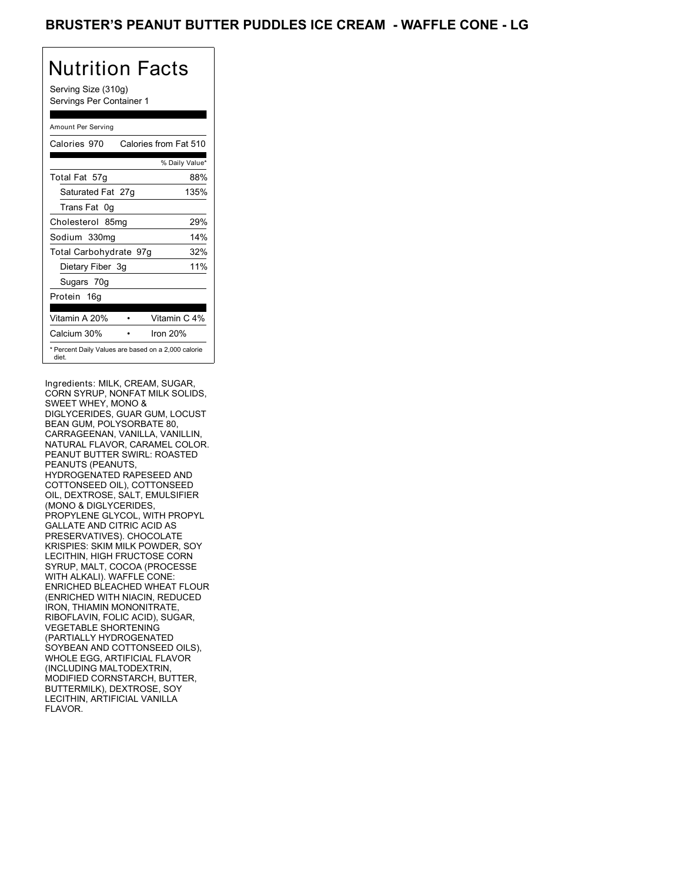# BRUSTER'S PEANUT BUTTER PUDDLES ICE CREAM - WAFFLE CONE - LG

## Nutrition Facts

Serving Size (310g)
Servings Per Container 1

Amount Per Serving

| | |
|---|---|
| Calories 970 | Calories from Fat 510 |
| | % Daily Value* |
| Total Fat 57g | 88% |
| Saturated Fat 27g | 135% |
| Trans Fat 0g | |
| Cholesterol 85mg | 29% |
| Sodium 330mg | 14% |
| Total Carbohydrate 97g | 32% |
| Dietary Fiber 3g | 11% |
| Sugars 70g | |
| Protein 16g | |
| Vitamin A 20% | Vitamin C 4% |
| Calcium 30% | Iron 20% |

* Percent Daily Values are based on a 2,000 calorie diet.

Ingredients: MILK, CREAM, SUGAR, CORN SYRUP, NONFAT MILK SOLIDS, SWEET WHEY, MONO & DIGLYCERIDES, GUAR GUM, LOCUST BEAN GUM, POLYSORBATE 80, CARRAGEENAN, VANILLA, VANILLIN, NATURAL FLAVOR, CARAMEL COLOR. PEANUT BUTTER SWIRL: ROASTED PEANUTS (PEANUTS, HYDROGENATED RAPESEED AND COTTONSEED OIL), COTTONSEED OIL, DEXTROSE, SALT, EMULSIFIER (MONO & DIGLYCERIDES, PROPYLENE GLYCOL, WITH PROPYL GALLATE AND CITRIC ACID AS PRESERVATIVES). CHOCOLATE KRISPIES: SKIM MILK POWDER, SOY LECITHIN, HIGH FRUCTOSE CORN SYRUP, MALT, COCOA (PROCESSE WITH ALKALI). WAFFLE CONE: ENRICHED BLEACHED WHEAT FLOUR (ENRICHED WITH NIACIN, REDUCED IRON, THIAMIN MONONITRATE, RIBOFLAVIN, FOLIC ACID), SUGAR, VEGETABLE SHORTENING (PARTIALLY HYDROGENATED SOYBEAN AND COTTONSEED OILS), WHOLE EGG, ARTIFICIAL FLAVOR (INCLUDING MALTODEXTRIN, MODIFIED CORNSTARCH, BUTTER, BUTTERMILK), DEXTROSE, SOY LECITHIN, ARTIFICIAL VANILLA FLAVOR.